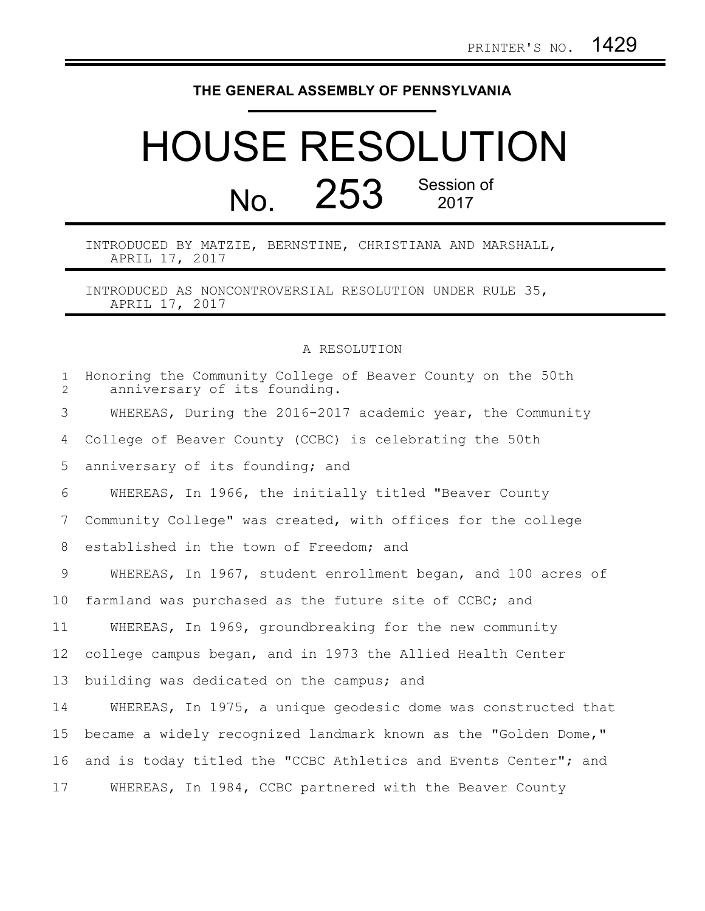PRINTER'S NO. 1429

**THE GENERAL ASSEMBLY OF PENNSYLVANIA**

# HOUSE RESOLUTION

## No. 253 Session of 2017

INTRODUCED BY MATZIE, BERNSTINE, CHRISTIANA AND MARSHALL, APRIL 17, 2017

INTRODUCED AS NONCONTROVERSIAL RESOLUTION UNDER RULE 35, APRIL 17, 2017

A RESOLUTION

Honoring the Community College of Beaver County on the 50th anniversary of its founding.

WHEREAS, During the 2016-2017 academic year, the Community College of Beaver County (CCBC) is celebrating the 50th anniversary of its founding; and

WHEREAS, In 1966, the initially titled "Beaver County Community College" was created, with offices for the college established in the town of Freedom; and

WHEREAS, In 1967, student enrollment began, and 100 acres of farmland was purchased as the future site of CCBC; and

WHEREAS, In 1969, groundbreaking for the new community college campus began, and in 1973 the Allied Health Center building was dedicated on the campus; and

WHEREAS, In 1975, a unique geodesic dome was constructed that became a widely recognized landmark known as the "Golden Dome," and is today titled the "CCBC Athletics and Events Center"; and

WHEREAS, In 1984, CCBC partnered with the Beaver County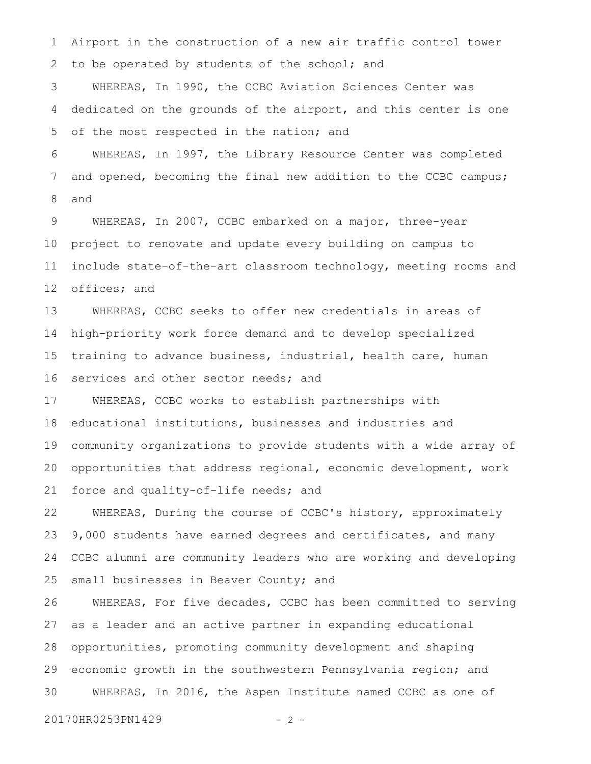Airport in the construction of a new air traffic control tower to be operated by students of the school; and

WHEREAS, In 1990, the CCBC Aviation Sciences Center was dedicated on the grounds of the airport, and this center is one of the most respected in the nation; and

WHEREAS, In 1997, the Library Resource Center was completed and opened, becoming the final new addition to the CCBC campus; and

WHEREAS, In 2007, CCBC embarked on a major, three-year project to renovate and update every building on campus to include state-of-the-art classroom technology, meeting rooms and offices; and

WHEREAS, CCBC seeks to offer new credentials in areas of high-priority work force demand and to develop specialized training to advance business, industrial, health care, human services and other sector needs; and

WHEREAS, CCBC works to establish partnerships with educational institutions, businesses and industries and community organizations to provide students with a wide array of opportunities that address regional, economic development, work force and quality-of-life needs; and

WHEREAS, During the course of CCBC's history, approximately 9,000 students have earned degrees and certificates, and many CCBC alumni are community leaders who are working and developing small businesses in Beaver County; and

WHEREAS, For five decades, CCBC has been committed to serving as a leader and an active partner in expanding educational opportunities, promoting community development and shaping economic growth in the southwestern Pennsylvania region; and

WHEREAS, In 2016, the Aspen Institute named CCBC as one of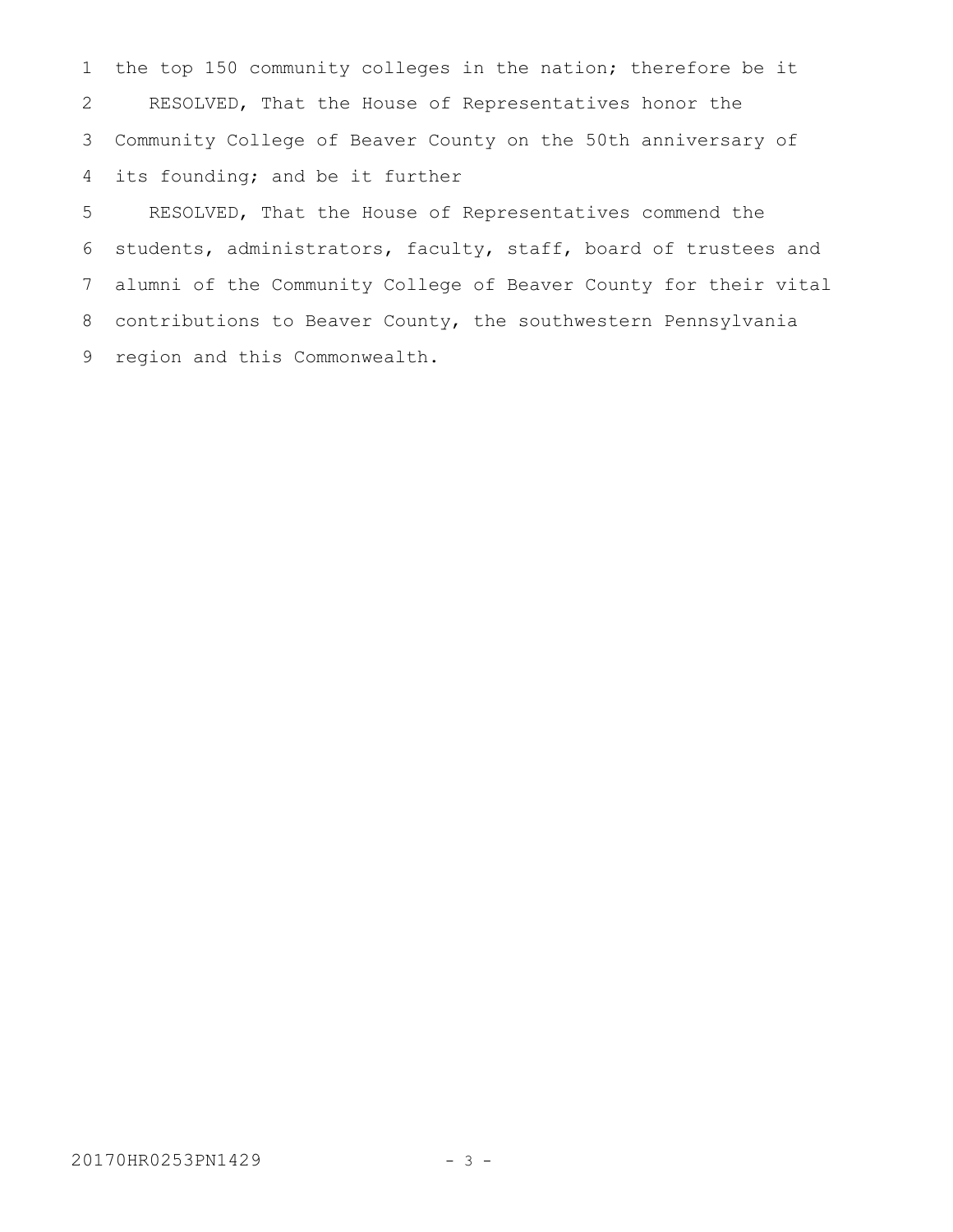the top 150 community colleges in the nation; therefore be it

RESOLVED, That the House of Representatives honor the Community College of Beaver County on the 50th anniversary of its founding; and be it further

RESOLVED, That the House of Representatives commend the students, administrators, faculty, staff, board of trustees and alumni of the Community College of Beaver County for their vital contributions to Beaver County, the southwestern Pennsylvania region and this Commonwealth.